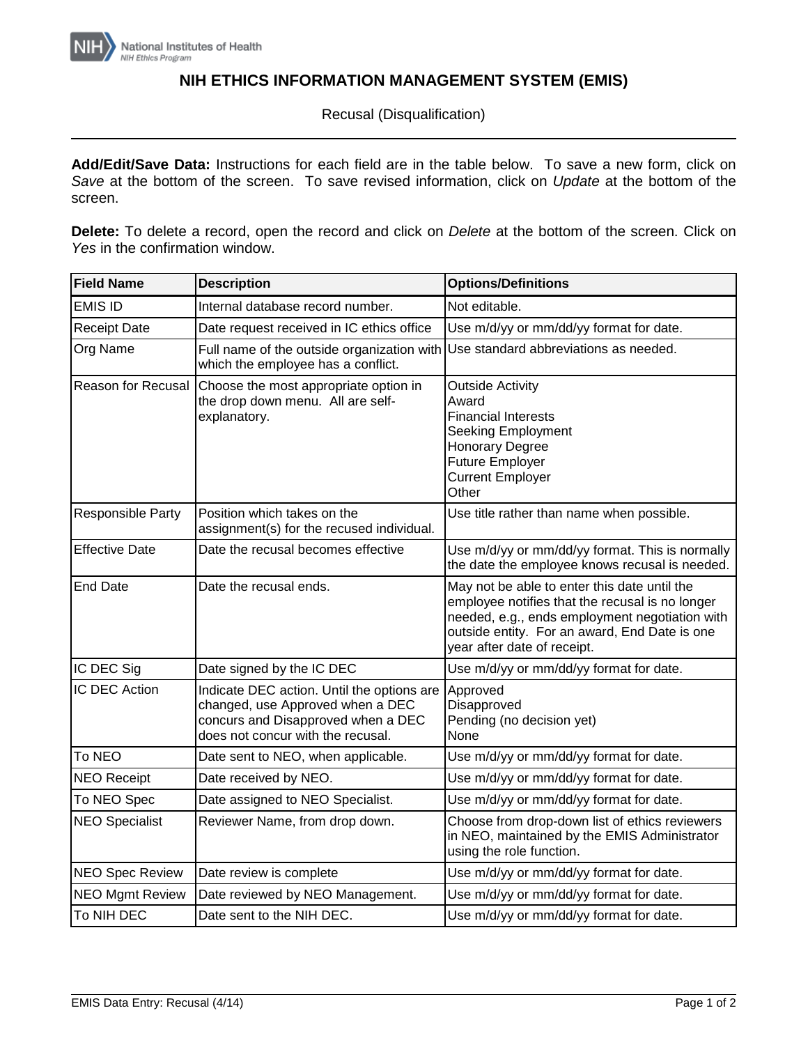# NIH ETHICS INFORMATION MANAGEMENT SYSTEM (EMIS)

Recusal (Disqualification)

**Add/Edit/Save Data:** Instructions for each field are in the table below. To save a new form, click on *Save* at the bottom of the screen. To save revised information, click on *Update* at the bottom of the screen.

**Delete:** To delete a record, open the record and click on *Delete* at the bottom of the screen. Click on *Yes* in the confirmation window.

| Field Name | Description | Options/Definitions |
|---|---|---|
| EMIS ID | Internal database record number. | Not editable. |
| Receipt Date | Date request received in IC ethics office | Use m/d/yy or mm/dd/yy format for date. |
| Org Name | Full name of the outside organization with which the employee has a conflict. | Use standard abbreviations as needed. |
| Reason for Recusal | Choose the most appropriate option in the drop down menu. All are self-explanatory. | Outside Activity<br>Award<br>Financial Interests<br>Seeking Employment<br>Honorary Degree<br>Future Employer<br>Current Employer<br>Other |
| Responsible Party | Position which takes on the assignment(s) for the recused individual. | Use title rather than name when possible. |
| Effective Date | Date the recusal becomes effective | Use m/d/yy or mm/dd/yy format. This is normally the date the employee knows recusal is needed. |
| End Date | Date the recusal ends. | May not be able to enter this date until the employee notifies that the recusal is no longer needed, e.g., ends employment negotiation with outside entity. For an award, End Date is one year after date of receipt. |
| IC DEC Sig | Date signed by the IC DEC | Use m/d/yy or mm/dd/yy format for date. |
| IC DEC Action | Indicate DEC action. Until the options are changed, use Approved when a DEC concurs and Disapproved when a DEC does not concur with the recusal. | Approved<br>Disapproved<br>Pending (no decision yet)<br>None |
| To NEO | Date sent to NEO, when applicable. | Use m/d/yy or mm/dd/yy format for date. |
| NEO Receipt | Date received by NEO. | Use m/d/yy or mm/dd/yy format for date. |
| To NEO Spec | Date assigned to NEO Specialist. | Use m/d/yy or mm/dd/yy format for date. |
| NEO Specialist | Reviewer Name, from drop down. | Choose from drop-down list of ethics reviewers in NEO, maintained by the EMIS Administrator using the role function. |
| NEO Spec Review | Date review is complete | Use m/d/yy or mm/dd/yy format for date. |
| NEO Mgmt Review | Date reviewed by NEO Management. | Use m/d/yy or mm/dd/yy format for date. |
| To NIH DEC | Date sent to the NIH DEC. | Use m/d/yy or mm/dd/yy format for date. |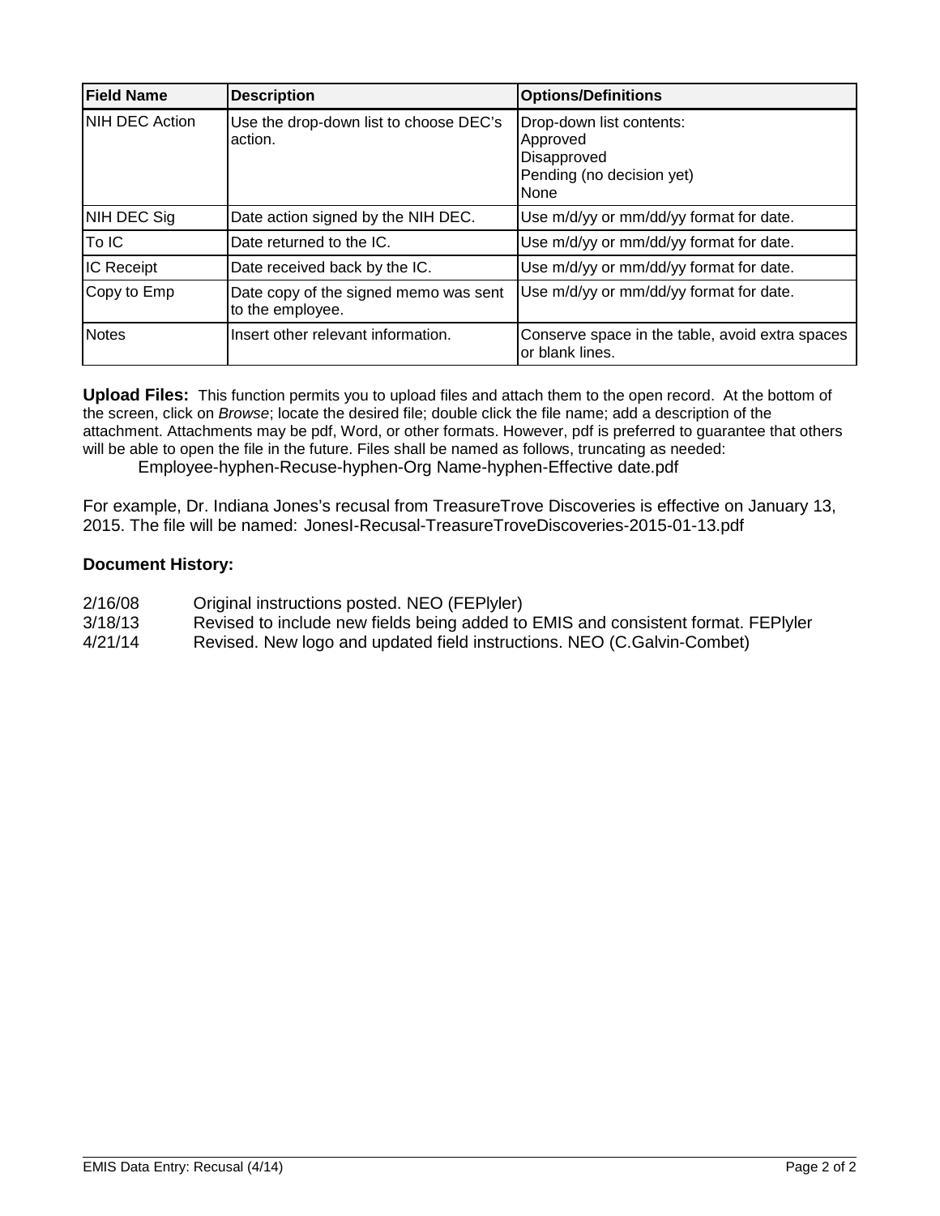| Field Name | Description | Options/Definitions |
|---|---|---|
| NIH DEC Action | Use the drop-down list to choose DEC's action. | Drop-down list contents:<br>Approved<br>Disapproved<br>Pending (no decision yet)<br>None |
| NIH DEC Sig | Date action signed by the NIH DEC. | Use m/d/yy or mm/dd/yy format for date. |
| To IC | Date returned to the IC. | Use m/d/yy or mm/dd/yy format for date. |
| IC Receipt | Date received back by the IC. | Use m/d/yy or mm/dd/yy format for date. |
| Copy to Emp | Date copy of the signed memo was sent to the employee. | Use m/d/yy or mm/dd/yy format for date. |
| Notes | Insert other relevant information. | Conserve space in the table, avoid extra spaces or blank lines. |

**Upload Files:** This function permits you to upload files and attach them to the open record. At the bottom of the screen, click on *Browse*; locate the desired file; double click the file name; add a description of the attachment. Attachments may be pdf, Word, or other formats. However, pdf is preferred to guarantee that others will be able to open the file in the future. Files shall be named as follows, truncating as needed:

Employee-hyphen-Recuse-hyphen-Org Name-hyphen-Effective date.pdf

For example, Dr. Indiana Jones's recusal from TreasureTrove Discoveries is effective on January 13, 2015. The file will be named: JonesI-Recusal-TreasureTroveDiscoveries-2015-01-13.pdf

**Document History:**

2/16/08 Original instructions posted. NEO (FEPlyler)
3/18/13 Revised to include new fields being added to EMIS and consistent format. FEPlyler
4/21/14 Revised. New logo and updated field instructions. NEO (C.Galvin-Combet)